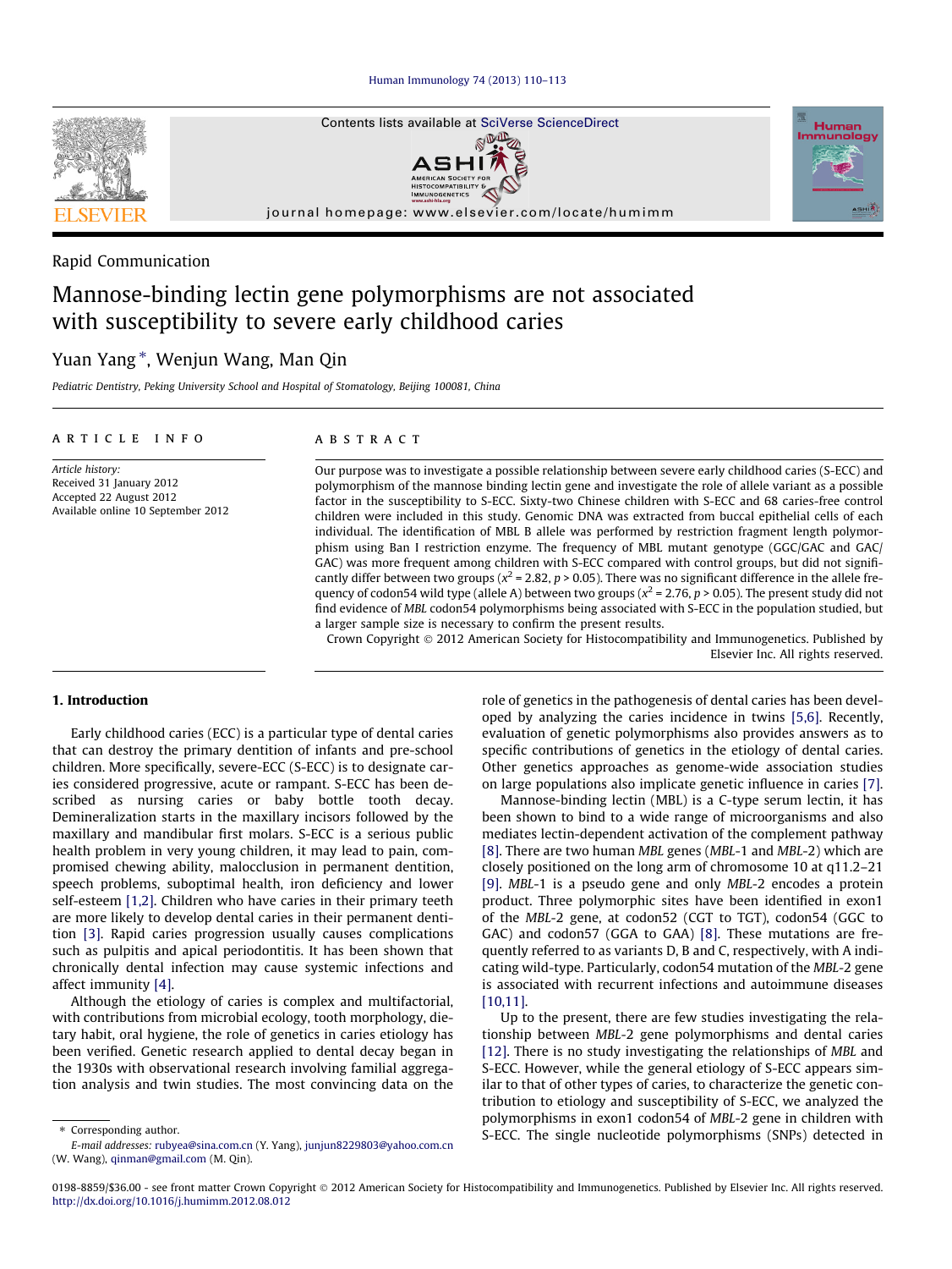Rapid Communication

# Mannose-binding lectin gene polymorphisms are not associated with susceptibility to severe early childhood caries

Yuan Yang *, Wenjun Wang, Man Qin

*Pediatric Dentistry, Peking University School and Hospital of Stomatology, Beijing 100081, China*

## ARTICLE INFO

*Article history:*
Received 31 January 2012
Accepted 22 August 2012
Available online 10 September 2012

## ABSTRACT

Our purpose was to investigate a possible relationship between severe early childhood caries (S-ECC) and polymorphism of the mannose binding lectin gene and investigate the role of allele variant as a possible factor in the susceptibility to S-ECC. Sixty-two Chinese children with S-ECC and 68 caries-free control children were included in this study. Genomic DNA was extracted from buccal epithelial cells of each individual. The identification of MBL B allele was performed by restriction fragment length polymorphism using Ban I restriction enzyme. The frequency of MBL mutant genotype (GGC/GAC and GAC/GAC) was more frequent among children with S-ECC compared with control groups, but did not significantly differ between two groups ($x^2 = 2.82$, $p > 0.05$). There was no significant difference in the allele frequency of codon54 wild type (allele A) between two groups ($x^2 = 2.76$, $p > 0.05$). The present study did not find evidence of *MBL* codon54 polymorphisms being associated with S-ECC in the population studied, but a larger sample size is necessary to confirm the present results.

Crown Copyright © 2012 American Society for Histocompatibility and Immunogenetics. Published by Elsevier Inc. All rights reserved.

## 1. Introduction

Early childhood caries (ECC) is a particular type of dental caries that can destroy the primary dentition of infants and pre-school children. More specifically, severe-ECC (S-ECC) is to designate caries considered progressive, acute or rampant. S-ECC has been described as nursing caries or baby bottle tooth decay. Demineralization starts in the maxillary incisors followed by the maxillary and mandibular first molars. S-ECC is a serious public health problem in very young children, it may lead to pain, compromised chewing ability, malocclusion in permanent dentition, speech problems, suboptimal health, iron deficiency and lower self-esteem [1,2]. Children who have caries in their primary teeth are more likely to develop dental caries in their permanent dentition [3]. Rapid caries progression usually causes complications such as pulpitis and apical periodontitis. It has been shown that chronically dental infection may cause systemic infections and affect immunity [4].

Although the etiology of caries is complex and multifactorial, with contributions from microbial ecology, tooth morphology, dietary habit, oral hygiene, the role of genetics in caries etiology has been verified. Genetic research applied to dental decay began in the 1930s with observational research involving familial aggregation analysis and twin studies. The most convincing data on the role of genetics in the pathogenesis of dental caries has been developed by analyzing the caries incidence in twins [5,6]. Recently, evaluation of genetic polymorphisms also provides answers as to specific contributions of genetics in the etiology of dental caries. Other genetics approaches as genome-wide association studies on large populations also implicate genetic influence in caries [7].

Mannose-binding lectin (MBL) is a C-type serum lectin, it has been shown to bind to a wide range of microorganisms and also mediates lectin-dependent activation of the complement pathway [8]. There are two human *MBL* genes (*MBL*-1 and *MBL*-2) which are closely positioned on the long arm of chromosome 10 at q11.2–21 [9]. *MBL*-1 is a pseudo gene and only *MBL*-2 encodes a protein product. Three polymorphic sites have been identified in exon1 of the *MBL*-2 gene, at codon52 (CGT to TGT), codon54 (GGC to GAC) and codon57 (GGA to GAA) [8]. These mutations are frequently referred to as variants D, B and C, respectively, with A indicating wild-type. Particularly, codon54 mutation of the *MBL*-2 gene is associated with recurrent infections and autoimmune diseases [10,11].

Up to the present, there are few studies investigating the relationship between *MBL*-2 gene polymorphisms and dental caries [12]. There is no study investigating the relationships of *MBL* and S-ECC. However, while the general etiology of S-ECC appears similar to that of other types of caries, to characterize the genetic contribution to etiology and susceptibility of S-ECC, we analyzed the polymorphisms in exon1 codon54 of *MBL*-2 gene in children with S-ECC. The single nucleotide polymorphisms (SNPs) detected in

* Corresponding author.
*E-mail addresses:* rubyea@sina.com.cn (Y. Yang), junjun8229803@yahoo.com.cn (W. Wang), qinman@gmail.com (M. Qin).

0198-8859/$36.00 - see front matter Crown Copyright © 2012 American Society for Histocompatibility and Immunogenetics. Published by Elsevier Inc. All rights reserved.
http://dx.doi.org/10.1016/j.humimm.2012.08.012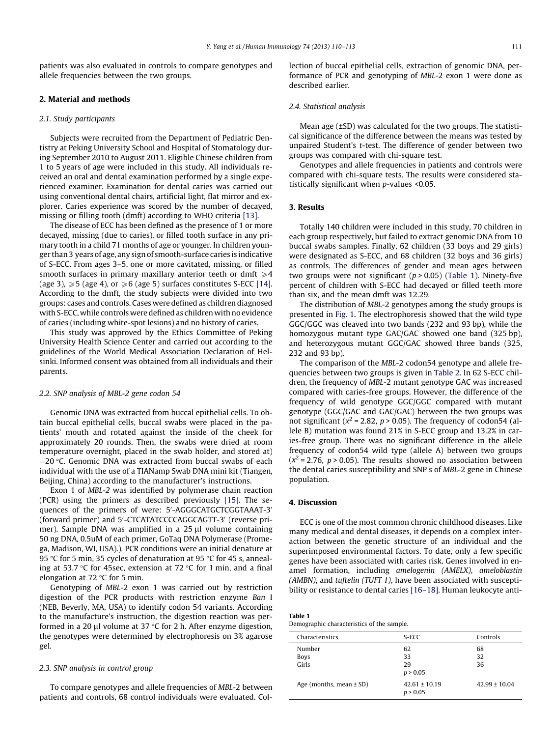patients was also evaluated in controls to compare genotypes and allele frequencies between the two groups.

## 2. Material and methods

### 2.1. Study participants

Subjects were recruited from the Department of Pediatric Dentistry at Peking University School and Hospital of Stomatology during September 2010 to August 2011. Eligible Chinese children from 1 to 5 years of age were included in this study. All individuals received an oral and dental examination performed by a single experienced examiner. Examination for dental caries was carried out using conventional dental chairs, artificial light, flat mirror and explorer. Caries experience was scored by the number of decayed, missing or filling tooth (dmft) according to WHO criteria [13].

The disease of ECC has been defined as the presence of 1 or more decayed, missing (due to caries), or filled tooth surface in any primary tooth in a child 71 months of age or younger. In children younger than 3 years of age, any sign of smooth-surface caries is indicative of S-ECC. From ages 3–5, one or more cavitated, missing, or filled smooth surfaces in primary maxillary anterior teeth or dmft $\geqslant 4$ (age 3), $\geqslant 5$ (age 4), or $\geqslant 6$ (age 5) surfaces constitutes S-ECC [14]. According to the dmft, the study subjects were divided into two groups: cases and controls. Cases were defined as children diagnosed with S-ECC, while controls were defined as children with no evidence of caries (including white-spot lesions) and no history of caries.

This study was approved by the Ethics Committee of Peking University Health Science Center and carried out according to the guidelines of the World Medical Association Declaration of Helsinki. Informed consent was obtained from all individuals and their parents.

### 2.2. SNP analysis of MBL-2 gene codon 54

Genomic DNA was extracted from buccal epithelial cells. To obtain buccal epithelial cells, buccal swabs were placed in the patients' mouth and rotated against the inside of the cheek for approximately 20 rounds. Then, the swabs were dried at room temperature overnight, placed in the swab holder, and stored at) −20 °C. Genomic DNA was extracted from buccal swabs of each individual with the use of a TIANamp Swab DNA mini kit (Tiangen, Beijing, China) according to the manufacturer's instructions.

Exon 1 of *MBL-2* was identified by polymerase chain reaction (PCR) using the primers as described previously [15]. The sequences of the primers of were: 5′-AGGGCATGCTCGGTAAAT-3′ (forward primer) and 5′-CTCATATCCCCAGGCAGTT-3′ (reverse primer). Sample DNA was amplified in a 25 μl volume containing 50 ng DNA, 0.5uM of each primer, GoTaq DNA Polymerase (Promega, Madison, WI, USA).). PCR conditions were an initial denature at 95 °C for 5 min, 35 cycles of denaturation at 95 °C for 45 s, annealing at 53.7 °C for 45sec, extension at 72 °C for 1 min, and a final elongation at 72 °C for 5 min.

Genotyping of *MBL-2* exon 1 was carried out by restriction digestion of the PCR products with restriction enzyme *Ban* I (NEB, Beverly, MA, USA) to identify codon 54 variants. According to the manufacture's instruction, the digestion reaction was performed in a 20 μl volume at 37 °C for 2 h. After enzyme digestion, the genotypes were determined by electrophoresis on 3% agarose gel.

### 2.3. SNP analysis in control group

To compare genotypes and allele frequencies of *MBL-2* between patients and controls, 68 control individuals were evaluated. Collection of buccal epithelial cells, extraction of genomic DNA, performance of PCR and genotyping of *MBL-2* exon 1 were done as described earlier.

### 2.4. Statistical analysis

Mean age (±SD) was calculated for the two groups. The statistical significance of the difference between the means was tested by unpaired Student's *t*-test. The difference of gender between two groups was compared with chi-square test.

Genotypes and allele frequencies in patients and controls were compared with chi-square tests. The results were considered statistically significant when *p*-values <0.05.

## 3. Results

Totally 140 children were included in this study, 70 children in each group respectively, but failed to extract genomic DNA from 10 buccal swabs samples. Finally, 62 children (33 boys and 29 girls) were designated as S-ECC, and 68 children (32 boys and 36 girls) as controls. The differences of gender and mean ages between two groups were not significant ($p > 0.05$) (Table 1). Ninety-five percent of children with S-ECC had decayed or filled teeth more than six, and the mean dmft was 12.29.

The distribution of *MBL-2* genotypes among the study groups is presented in Fig. 1. The electrophoresis showed that the wild type GGC/GGC was cleaved into two bands (232 and 93 bp), while the homozygous mutant type GAC/GAC showed one band (325 bp), and heterozygous mutant GGC/GAC showed three bands (325, 232 and 93 bp).

The comparison of the *MBL-2* codon54 genotype and allele frequencies between two groups is given in Table 2. In 62 S-ECC children, the frequency of *MBL-2* mutant genotype GAC was increased compared with caries-free groups. However, the difference of the frequency of wild genotype GGC/GGC compared with mutant genotype (GGC/GAC and GAC/GAC) between the two groups was not significant ($x^2 = 2.82$, $p > 0.05$). The frequency of codon54 (allele B) mutation was found 21% in S-ECC group and 13.2% in caries-free group. There was no significant difference in the allele frequency of codon54 wild type (allele A) between two groups ($x^2 = 2.76$, $p > 0.05$). The results showed no association between the dental caries susceptibility and SNP s of *MBL-2* gene in Chinese population.

## 4. Discussion

ECC is one of the most common chronic childhood diseases. Like many medical and dental diseases, it depends on a complex interaction between the genetic structure of an individual and the superimposed environmental factors. To date, only a few specific genes have been associated with caries risk. Genes involved in enamel formation, including *amelogenin (AMELX)*, *ameloblastin (AMBN)*, and *tuftelin (TUFT 1)*, have been associated with susceptibility or resistance to dental caries [16–18]. Human leukocyte anti-

**Table 1**
Demographic characteristics of the sample.

| Characteristics | S-ECC | Controls |
|---|---|---|
| Number | 62 | 68 |
| Boys | 33 | 32 |
| Girls | 29 | 36 |
| | $p > 0.05$ | |
| Age (months, mean ± SD) | 42.61 ± 10.19 | 42.99 ± 10.04 |
| | $p > 0.05$ | |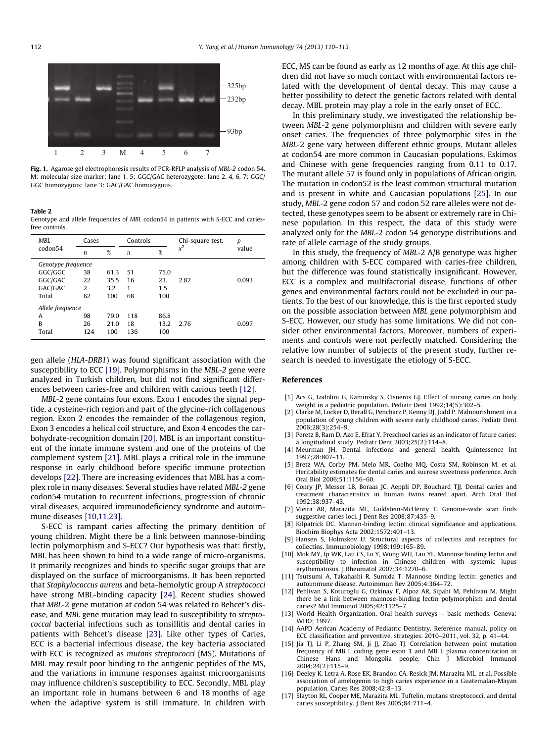Fig. 1. Agarose gel electrophoresis results of PCR-RFLP analysis of *MBL-2* codon 54. M: molecular size marker; lane 1, 5: GGC/GAC heterozygote; lane 2, 4, 6, 7: GGC/GGC homozygous; lane 3: GAC/GAC homozygous.

**Table 2**
Genotype and allele frequencies of *MBL* codon54 in patients with S-ECC and caries-free controls.

| *MBL* codon54 | Cases | | Controls | | Chi-square test, $x^2$ | *p* value |
|---|---|---|---|---|---|---|
| | *n* | % | *n* | % | | |
| *Genotype frequence* | | | | | | |
| GGC/GGC | 38 | 61.3 | 51 | 75.0 | | |
| GGC/GAC | 22 | 35.5 | 16 | 23. | 2.82 | 0.093 |
| GAC/GAC | 2 | 3.2 | 1 | 1.5 | | |
| Total | 62 | 100 | 68 | 100 | | |
| *Allele frequence* | | | | | | |
| A | 98 | 79.0 | 118 | 86.8 | | |
| B | 26 | 21.0 | 18 | 13.2 | 2.76 | 0.097 |
| Total | 124 | 100 | 136 | 100 | | |

gen allele (*HLA-DRB1*) was found significant association with the susceptibility to ECC [19]. Polymorphisms in the *MBL-2* gene were analyzed in Turkish children, but did not find significant differences between caries-free and children with carious teeth [12].

*MBL*-2 gene contains four exons. Exon 1 encodes the signal peptide, a cysteine-rich region and part of the glycine-rich collagenous region. Exon 2 encodes the remainder of the collagenous region, Exon 3 encodes a helical coil structure, and Exon 4 encodes the carbohydrate-recognition domain [20]. MBL is an important constituent of the innate immune system and one of the proteins of the complement system [21]. MBL plays a critical role in the immune response in early childhood before specific immune protection develops [22]. There are increasing evidences that MBL has a complex role in many diseases. Several studies have related *MBL-2* gene codon54 mutation to recurrent infections, progression of chronic viral diseases, acquired immunodeficiency syndrome and autoimmune diseases [10,11,23].

S-ECC is rampant caries affecting the primary dentition of young children. Might there be a link between mannose-binding lectin polymorphism and S-ECC? Our hypothesis was that: firstly, MBL has been shown to bind to a wide range of micro-organisms. It primarily recognizes and binds to specific sugar groups that are displayed on the surface of microorganisms. It has been reported that *Staphylococcus aureus* and beta-hemolytic group A *streptococci* have strong MBL-binding capacity [24]. Recent studies showed that *MBL*-2 gene mutation at codon 54 was related to Behcet's disease, and *MBL* gene mutation may lead to susceptibility to *streptococcal* bacterial infections such as tonsillitis and dental caries in patients with Behcet's disease [23]. Like other types of Caries, ECC is a bacterial infectious disease, the key bacteria associated with ECC is recognized as *mutans streptococci* (MS). Mutations of MBL may result poor binding to the antigenic peptides of the MS, and the variations in immune responses against microorganisms may influence children's susceptibility to ECC. Secondly, MBL play an important role in humans between 6 and 18 months of age when the adaptive system is still immature. In children with ECC, MS can be found as early as 12 months of age. At this age children did not have so much contact with environmental factors related with the development of dental decay. This may cause a better possibility to detect the genetic factors related with dental decay. MBL protein may play a role in the early onset of ECC.

In this preliminary study, we investigated the relationship between *MBL*-2 gene polymorphism and children with severe early onset caries. The frequencies of three polymorphic sites in the *MBL*-2 gene vary between different ethnic groups. Mutant alleles at codon54 are more common in Caucasian populations, Eskimos and Chinese with gene frequencies ranging from 0.11 to 0.17. The mutant allele 57 is found only in populations of African origin. The mutation in codon52 is the least common structural mutation and is present in white and Caucasian populations [25]. In our study, *MBL*-2 gene codon 57 and codon 52 rare alleles were not detected, these genotypes seem to be absent or extremely rare in Chinese population. In this respect, the data of this study were analyzed only for the *MBL*-2 codon 54 genotype distributions and rate of allele carriage of the study groups.

In this study, the frequency of *MBL*-2 A/B genotype was higher among children with S-ECC compared with caries-free children, but the difference was found statistically insignificant. However, ECC is a complex and multifactorial disease, functions of other genes and environmental factors could not be excluded in our patients. To the best of our knowledge, this is the first reported study on the possible association between *MBL* gene polymorphism and S-ECC. However, our study has some limitations. We did not consider other environmental factors. Moreover, numbers of experiments and controls were not perfectly matched. Considering the relative low number of subjects of the present study, further research is needed to investigate the etiology of S-ECC.

## References

[1] Acs G, Lodolini G, Kaminsky S, Cisneros GJ. Effect of nursing caries on body weight in a pediatric population. Pediatr Dent 1992;14(5):302–5.
[2] Clarke M, Locker D, Berall G, Pencharz P, Kenny DJ, Judd P. Malnourishment in a population of young children with severe early childhood caries. Pediatr Dent 2006;28(3):254–9.
[3] Peretz B, Ram D, Azo E, Efrat Y. Preschool caries as an indicator of future caries: a longitudinal study. Pediatr Dent 2003;25(2):114–8.
[4] Meurman JH. Dental infections and general health. Quintessence Int 1997;28:807–11.
[5] Bretz WA, Corby PM, Melo MR, Coelho MQ, Costa SM, Robinson M, et al. Heritability estimates for dental caries and sucrose sweetness preference. Arch Oral Biol 2006;51:1156–60.
[6] Conry JP, Messer LB, Boraas JC, Aeppli DP, Bouchard TJJ. Dental caries and treatment characteristics in human twins reared apart. Arch Oral Biol 1992;38:937–43.
[7] Vieira AR, Marazita ML, Goldstein-McHenry T. Genome-wide scan finds suggestive caries loci. J Dent Res 2008;87:435–9.
[8] Kilpatrick DC. Mannan-binding lectin: clinical significance and applications. Biochim Biophys Acta 2002;1572:401–13.
[9] Hansen S, Holmskov U. Structural aspects of collectins and receptors for collectins. Immunobiology 1998;199:165–89.
[10] Mok MY, Ip WK, Lau CS, Lo Y, Wong WH, Lau YL. Mannose binding lectin and susceptibility to infection in Chinese children with systemic lupus erythematosus. J Rheumatol 2007;34:1270–6.
[11] Tsutsumi A, Takahashi R, Sumida T. Mannose binding lectin: genetics and autoimmune disease. Autoimmun Rev 2005;4:364–72.
[12] Pehlivan S, Koturoglu G, Ozkinay F, Alpoz AR, Sipahi M, Pehlivan M. Might there be a link between mannose-binding lectin polymorphism and dental caries? Mol Immunol 2005;42:1125–7.
[13] World Health Organization, Oral health surveys – basic methods. Geneva: WHO; 1997.
[14] AAPD Aerican Academy of Pediatric Dentistry. Reference manual, policy on ECC classification and preventive, strategies. 2010–2011, vol. 32, p. 41–44.
[15] Jia TJ, Li P, Zhang SM, Ji JJ, Zhao TJ. Correlation between point mutation frequency of MB L coding gene exon 1 and MB L plasma concentration in Chinese Hans and Mongolia people. Chin J Microbiol Immunol 2004;24(2):115–9.
[16] Deeley K, Letra A, Rose EK, Brandon CA, Resick JM, Marazita ML, et al. Possible association of amelogenin to high caries experience in a Guatemalan-Mayan population. Caries Res 2008;42:8–13.
[17] Slayton RL, Cooper ME, Marazita ML. Tuftelin, mutans streptococci, and dental caries susceptibility. J Dent Res 2005;84:711–4.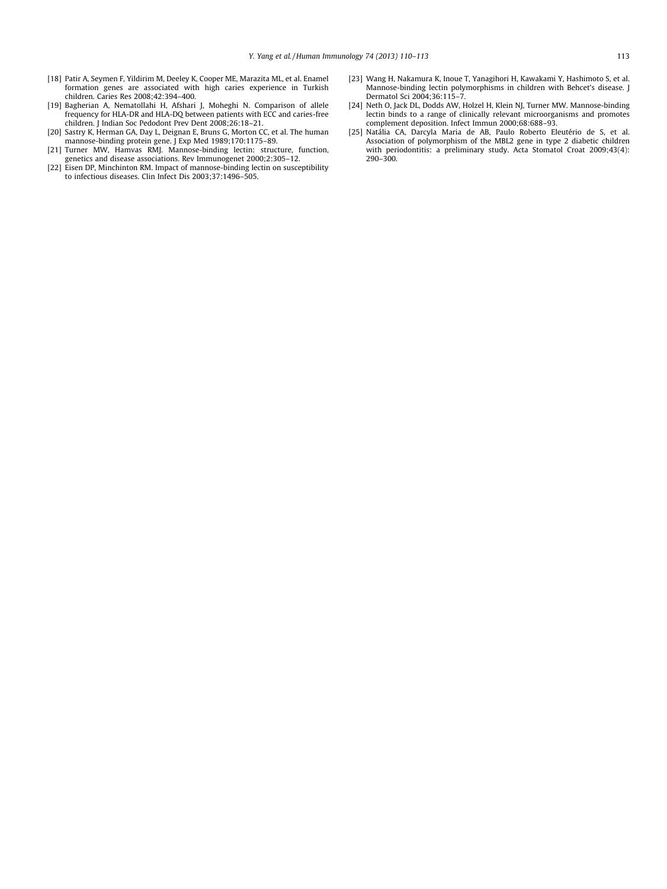[18] Patir A, Seymen F, Yildirim M, Deeley K, Cooper ME, Marazita ML, et al. Enamel formation genes are associated with high caries experience in Turkish children. Caries Res 2008;42:394–400.

[19] Bagherian A, Nematollahi H, Afshari J, Moheghi N. Comparison of allele frequency for HLA-DR and HLA-DQ between patients with ECC and caries-free children. J Indian Soc Pedodont Prev Dent 2008;26:18–21.

[20] Sastry K, Herman GA, Day L, Deignan E, Bruns G, Morton CC, et al. The human mannose-binding protein gene. J Exp Med 1989;170:1175–89.

[21] Turner MW, Hamvas RMJ. Mannose-binding lectin: structure, function, genetics and disease associations. Rev Immunogenet 2000;2:305–12.

[22] Eisen DP, Minchinton RM. Impact of mannose-binding lectin on susceptibility to infectious diseases. Clin Infect Dis 2003;37:1496–505.

[23] Wang H, Nakamura K, Inoue T, Yanagihori H, Kawakami Y, Hashimoto S, et al. Mannose-binding lectin polymorphisms in children with Behcet's disease. J Dermatol Sci 2004;36:115–7.

[24] Neth O, Jack DL, Dodds AW, Holzel H, Klein NJ, Turner MW. Mannose-binding lectin binds to a range of clinically relevant microorganisms and promotes complement deposition. Infect Immun 2000;68:688–93.

[25] Natália CA, Darcyla Maria de AB, Paulo Roberto Eleutério de S, et al. Association of polymorphism of the MBL2 gene in type 2 diabetic children with periodontitis: a preliminary study. Acta Stomatol Croat 2009;43(4): 290–300.